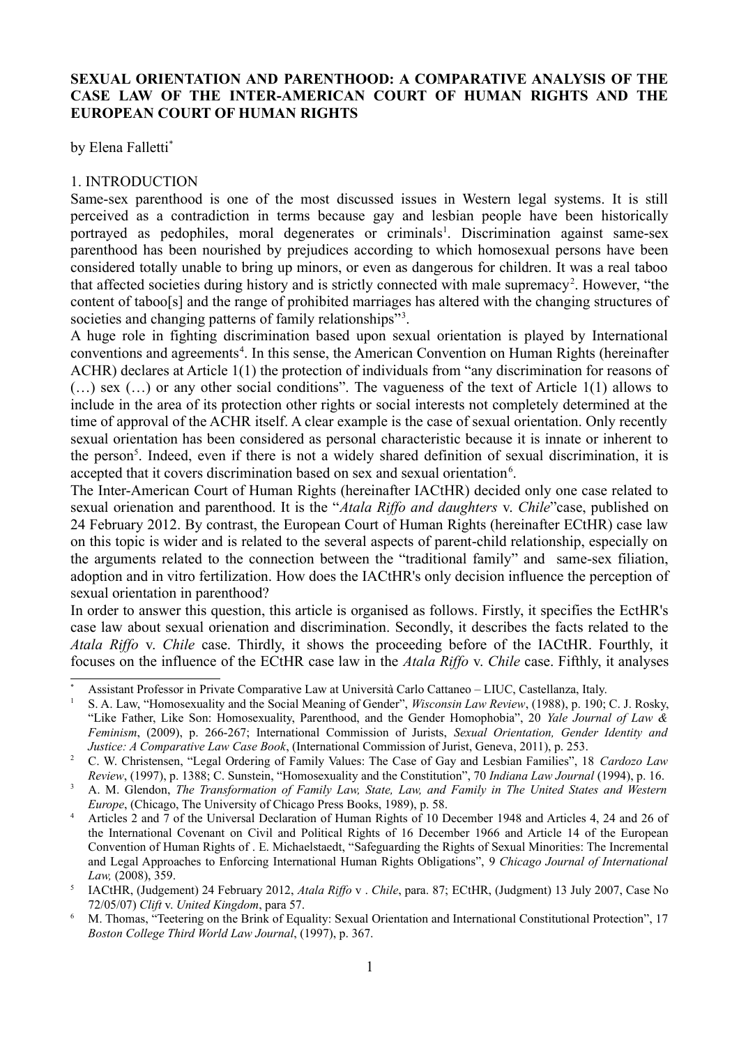# SEXUAL ORIENTATION AND PARENTHOOD: A COMPARATIVE ANALYSIS OF THE CASE LAW OF THE INTER-AMERICAN COURT OF HUMAN RIGHTS AND THE EUROPEAN COURT OF HUMAN RIGHTS

by Elena Falletti[*]

## 1. INTRODUCTION

Same-sex parenthood is one of the most discussed issues in Western legal systems. It is still perceived as a contradiction in terms because gay and lesbian people have been historically portrayed as pedophiles, moral degenerates or criminals[1]. Discrimination against same-sex parenthood has been nourished by prejudices according to which homosexual persons have been considered totally unable to bring up minors, or even as dangerous for children. It was a real taboo that affected societies during history and is strictly connected with male supremacy[2]. However, "the content of taboo[s] and the range of prohibited marriages has altered with the changing structures of societies and changing patterns of family relationships"[3].

A huge role in fighting discrimination based upon sexual orientation is played by International conventions and agreements[4]. In this sense, the American Convention on Human Rights (hereinafter ACHR) declares at Article 1(1) the protection of individuals from "any discrimination for reasons of (…) sex (…) or any other social conditions". The vagueness of the text of Article 1(1) allows to include in the area of its protection other rights or social interests not completely determined at the time of approval of the ACHR itself. A clear example is the case of sexual orientation. Only recently sexual orientation has been considered as personal characteristic because it is innate or inherent to the person[5]. Indeed, even if there is not a widely shared definition of sexual discrimination, it is accepted that it covers discrimination based on sex and sexual orientation[6].

The Inter-American Court of Human Rights (hereinafter IACtHR) decided only one case related to sexual orienation and parenthood. It is the "*Atala Riffo and daughters* v. *Chile*"case, published on 24 February 2012. By contrast, the European Court of Human Rights (hereinafter ECtHR) case law on this topic is wider and is related to the several aspects of parent-child relationship, especially on the arguments related to the connection between the "traditional family" and same-sex filiation, adoption and in vitro fertilization. How does the IACtHR's only decision influence the perception of sexual orientation in parenthood?

In order to answer this question, this article is organised as follows. Firstly, it specifies the EctHR's case law about sexual orienation and discrimination. Secondly, it describes the facts related to the *Atala Riffo* v. *Chile* case. Thirdly, it shows the proceeding before of the IACtHR. Fourthly, it focuses on the influence of the ECtHR case law in the *Atala Riffo* v. *Chile* case. Fifthly, it analyses

---

[*] Assistant Professor in Private Comparative Law at Università Carlo Cattaneo – LIUC, Castellanza, Italy.

[1] S. A. Law, "Homosexuality and the Social Meaning of Gender", *Wisconsin Law Review*, (1988), p. 190; C. J. Rosky, "Like Father, Like Son: Homosexuality, Parenthood, and the Gender Homophobia", 20 *Yale Journal of Law & Feminism*, (2009), p. 266-267; International Commission of Jurists, *Sexual Orientation, Gender Identity and Justice: A Comparative Law Case Book*, (International Commission of Jurist, Geneva, 2011), p. 253.

[2] C. W. Christensen, "Legal Ordering of Family Values: The Case of Gay and Lesbian Families", 18 *Cardozo Law Review*, (1997), p. 1388; C. Sunstein, "Homosexuality and the Constitution", 70 *Indiana Law Journal* (1994), p. 16.

[3] A. M. Glendon, *The Transformation of Family Law, State, Law, and Family in The United States and Western Europe*, (Chicago, The University of Chicago Press Books, 1989), p. 58.

[4] Articles 2 and 7 of the Universal Declaration of Human Rights of 10 December 1948 and Articles 4, 24 and 26 of the International Covenant on Civil and Political Rights of 16 December 1966 and Article 14 of the European Convention of Human Rights of . E. Michaelstaedt, "Safeguarding the Rights of Sexual Minorities: The Incremental and Legal Approaches to Enforcing International Human Rights Obligations", 9 *Chicago Journal of International Law,* (2008), 359.

[5] IACtHR, (Judgement) 24 February 2012, *Atala Riffo* v . *Chile*, para. 87; ECtHR, (Judgment) 13 July 2007, Case No 72/05/07) *Clift* v. *United Kingdom*, para 57.

[6] M. Thomas, "Teetering on the Brink of Equality: Sexual Orientation and International Constitutional Protection", 17 *Boston College Third World Law Journal*, (1997), p. 367.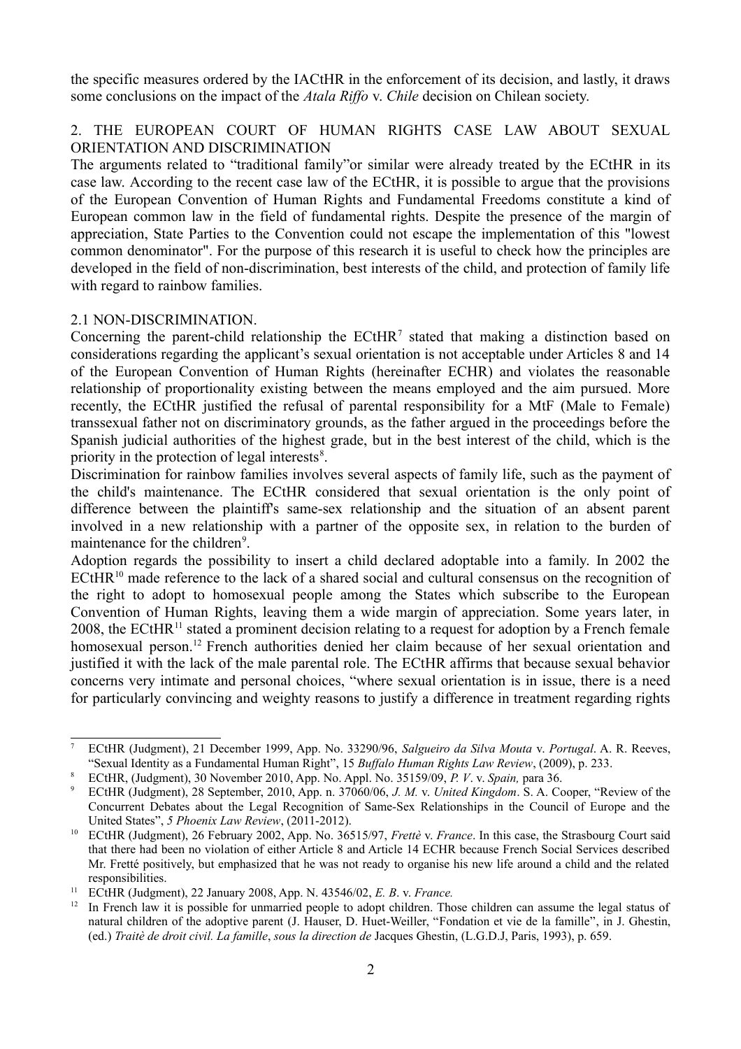the specific measures ordered by the IACtHR in the enforcement of its decision, and lastly, it draws some conclusions on the impact of the *Atala Riffo* v. *Chile* decision on Chilean society.

## 2. THE EUROPEAN COURT OF HUMAN RIGHTS CASE LAW ABOUT SEXUAL ORIENTATION AND DISCRIMINATION

The arguments related to "traditional family"or similar were already treated by the ECtHR in its case law. According to the recent case law of the ECtHR, it is possible to argue that the provisions of the European Convention of Human Rights and Fundamental Freedoms constitute a kind of European common law in the field of fundamental rights. Despite the presence of the margin of appreciation, State Parties to the Convention could not escape the implementation of this "lowest common denominator". For the purpose of this research it is useful to check how the principles are developed in the field of non-discrimination, best interests of the child, and protection of family life with regard to rainbow families.

### 2.1 NON-DISCRIMINATION.

Concerning the parent-child relationship the ECtHR[7] stated that making a distinction based on considerations regarding the applicant's sexual orientation is not acceptable under Articles 8 and 14 of the European Convention of Human Rights (hereinafter ECHR) and violates the reasonable relationship of proportionality existing between the means employed and the aim pursued. More recently, the ECtHR justified the refusal of parental responsibility for a MtF (Male to Female) transsexual father not on discriminatory grounds, as the father argued in the proceedings before the Spanish judicial authorities of the highest grade, but in the best interest of the child, which is the priority in the protection of legal interests[8].

Discrimination for rainbow families involves several aspects of family life, such as the payment of the child's maintenance. The ECtHR considered that sexual orientation is the only point of difference between the plaintiff's same-sex relationship and the situation of an absent parent involved in a new relationship with a partner of the opposite sex, in relation to the burden of maintenance for the children[9].

Adoption regards the possibility to insert a child declared adoptable into a family. In 2002 the ECtHR[10] made reference to the lack of a shared social and cultural consensus on the recognition of the right to adopt to homosexual people among the States which subscribe to the European Convention of Human Rights, leaving them a wide margin of appreciation. Some years later, in 2008, the ECtHR[11] stated a prominent decision relating to a request for adoption by a French female homosexual person.[12] French authorities denied her claim because of her sexual orientation and justified it with the lack of the male parental role. The ECtHR affirms that because sexual behavior concerns very intimate and personal choices, "where sexual orientation is in issue, there is a need for particularly convincing and weighty reasons to justify a difference in treatment regarding rights

---

[7] ECtHR (Judgment), 21 December 1999, App. No. 33290/96, *Salgueiro da Silva Mouta* v. *Portugal*. A. R. Reeves, "Sexual Identity as a Fundamental Human Right", 15 *Buffalo Human Rights Law Review*, (2009), p. 233.

[8] ECtHR, (Judgment), 30 November 2010, App. No. Appl. No. 35159/09, *P. V*. v. *Spain,* para 36.

[9] ECtHR (Judgment), 28 September, 2010, App. n. 37060/06, *J. M.* v. *United Kingdom*. S. A. Cooper, "Review of the Concurrent Debates about the Legal Recognition of Same-Sex Relationships in the Council of Europe and the United States", *5 Phoenix Law Review*, (2011-2012).

[10] ECtHR (Judgment), 26 February 2002, App. No. 36515/97, *Frettè* v. *France*. In this case, the Strasbourg Court said that there had been no violation of either Article 8 and Article 14 ECHR because French Social Services described Mr. Fretté positively, but emphasized that he was not ready to organise his new life around a child and the related responsibilities.

[11] ECtHR (Judgment), 22 January 2008, App. N. 43546/02, *E. B*. v. *France.*

[12] In French law it is possible for unmarried people to adopt children. Those children can assume the legal status of natural children of the adoptive parent (J. Hauser, D. Huet-Weiller, "Fondation et vie de la famille", in J. Ghestin, (ed.) *Traitè de droit civil. La famille*, *sous la direction de* Jacques Ghestin, (L.G.D.J, Paris, 1993), p. 659.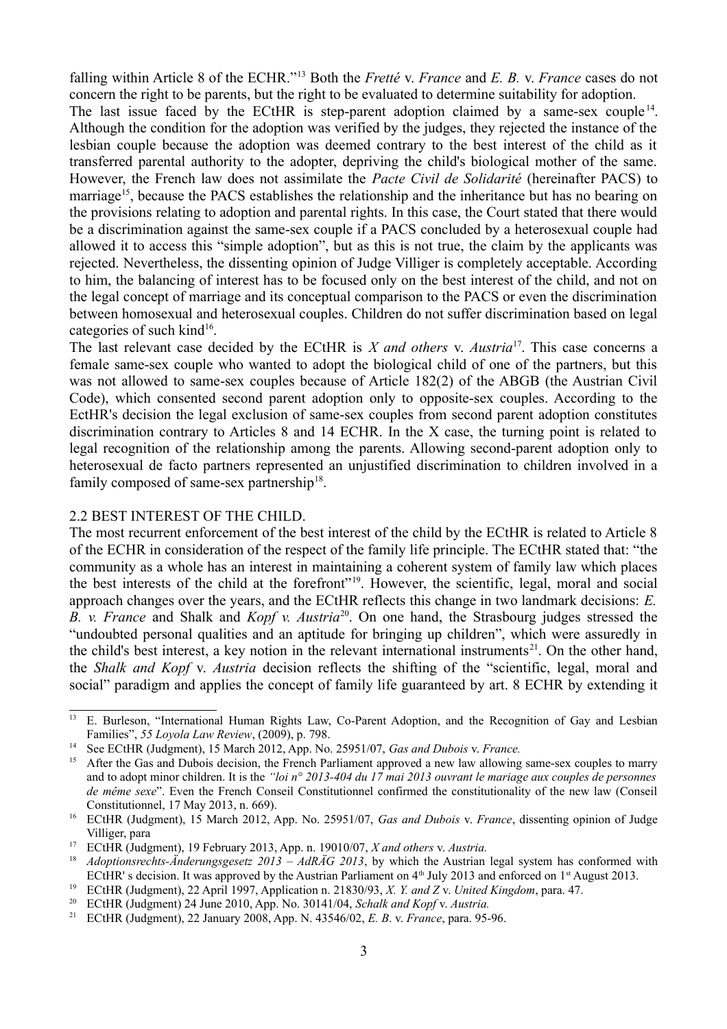falling within Article 8 of the ECHR."[13] Both the *Fretté* v. *France* and *E. B.* v. *France* cases do not concern the right to be parents, but the right to be evaluated to determine suitability for adoption.

The last issue faced by the ECtHR is step-parent adoption claimed by a same-sex couple[14]. Although the condition for the adoption was verified by the judges, they rejected the instance of the lesbian couple because the adoption was deemed contrary to the best interest of the child as it transferred parental authority to the adopter, depriving the child's biological mother of the same. However, the French law does not assimilate the *Pacte Civil de Solidarité* (hereinafter PACS) to marriage[15], because the PACS establishes the relationship and the inheritance but has no bearing on the provisions relating to adoption and parental rights. In this case, the Court stated that there would be a discrimination against the same-sex couple if a PACS concluded by a heterosexual couple had allowed it to access this "simple adoption", but as this is not true, the claim by the applicants was rejected. Nevertheless, the dissenting opinion of Judge Villiger is completely acceptable. According to him, the balancing of interest has to be focused only on the best interest of the child, and not on the legal concept of marriage and its conceptual comparison to the PACS or even the discrimination between homosexual and heterosexual couples. Children do not suffer discrimination based on legal categories of such kind[16].

The last relevant case decided by the ECtHR is *X and others* v. *Austria*[17]. This case concerns a female same-sex couple who wanted to adopt the biological child of one of the partners, but this was not allowed to same-sex couples because of Article 182(2) of the ABGB (the Austrian Civil Code), which consented second parent adoption only to opposite-sex couples. According to the EctHR's decision the legal exclusion of same-sex couples from second parent adoption constitutes discrimination contrary to Articles 8 and 14 ECHR. In the X case, the turning point is related to legal recognition of the relationship among the parents. Allowing second-parent adoption only to heterosexual de facto partners represented an unjustified discrimination to children involved in a family composed of same-sex partnership[18].

## 2.2 BEST INTEREST OF THE CHILD.

The most recurrent enforcement of the best interest of the child by the ECtHR is related to Article 8 of the ECHR in consideration of the respect of the family life principle. The ECtHR stated that: "the community as a whole has an interest in maintaining a coherent system of family law which places the best interests of the child at the forefront"[19]. However, the scientific, legal, moral and social approach changes over the years, and the ECtHR reflects this change in two landmark decisions: *E. B. v. France* and Shalk and *Kopf v. Austria*[20]. On one hand, the Strasbourg judges stressed the "undoubted personal qualities and an aptitude for bringing up children", which were assuredly in the child's best interest, a key notion in the relevant international instruments[21]. On the other hand, the *Shalk and Kopf* v. *Austria* decision reflects the shifting of the "scientific, legal, moral and social" paradigm and applies the concept of family life guaranteed by art. 8 ECHR by extending it

---

[13] E. Burleson, "International Human Rights Law, Co-Parent Adoption, and the Recognition of Gay and Lesbian Families", *55 Loyola Law Review*, (2009), p. 798.

[14] See ECtHR (Judgment), 15 March 2012, App. No. 25951/07, *Gas and Dubois* v. *France.*

[15] After the Gas and Dubois decision, the French Parliament approved a new law allowing same-sex couples to marry and to adopt minor children. It is the *"loi n° 2013-404 du 17 mai 2013 ouvrant le mariage aux couples de personnes de même sexe*". Even the French Conseil Constitutionnel confirmed the constitutionality of the new law (Conseil Constitutionnel, 17 May 2013, n. 669).

[16] ECtHR (Judgment), 15 March 2012, App. No. 25951/07, *Gas and Dubois* v. *France*, dissenting opinion of Judge Villiger, para

[17] ECtHR (Judgment), 19 February 2013, App. n. 19010/07, *X and others* v. *Austria.*

[18] *Adoptionsrechts-Änderungsgesetz 2013 – AdRÄG 2013*, by which the Austrian legal system has conformed with ECtHR' s decision. It was approved by the Austrian Parliament on 4th July 2013 and enforced on 1st August 2013.

[19] ECtHR (Judgment), 22 April 1997, Application n. 21830/93, *X. Y. and Z* v. *United Kingdom*, para. 47.

[20] ECtHR (Judgment) 24 June 2010, App. No. 30141/04, *Schalk and Kopf* v. *Austria.*

[21] ECtHR (Judgment), 22 January 2008, App. N. 43546/02, *E. B*. v. *France*, para. 95-96.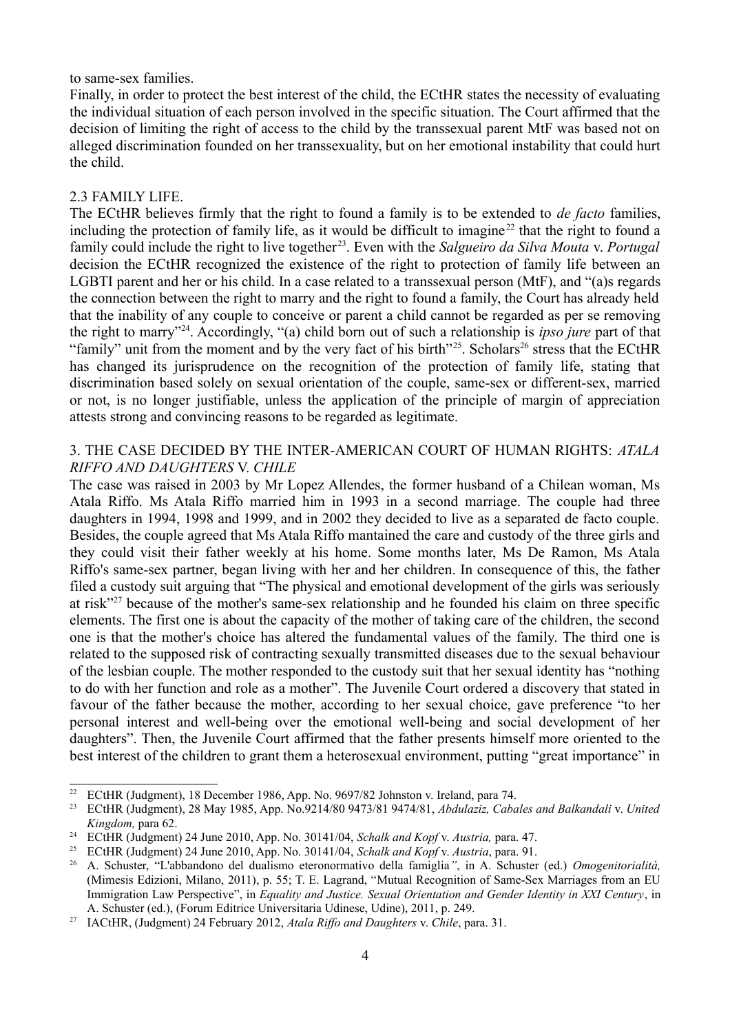to same-sex families.

Finally, in order to protect the best interest of the child, the ECtHR states the necessity of evaluating the individual situation of each person involved in the specific situation. The Court affirmed that the decision of limiting the right of access to the child by the transsexual parent MtF was based not on alleged discrimination founded on her transsexuality, but on her emotional instability that could hurt the child.

## 2.3 FAMILY LIFE.

The ECtHR believes firmly that the right to found a family is to be extended to *de facto* families, including the protection of family life, as it would be difficult to imagine[22] that the right to found a family could include the right to live together[23]. Even with the *Salgueiro da Silva Mouta* v. *Portugal* decision the ECtHR recognized the existence of the right to protection of family life between an LGBTI parent and her or his child. In a case related to a transsexual person (MtF), and "(a)s regards the connection between the right to marry and the right to found a family, the Court has already held that the inability of any couple to conceive or parent a child cannot be regarded as per se removing the right to marry"[24]. Accordingly, "(a) child born out of such a relationship is *ipso jure* part of that "family" unit from the moment and by the very fact of his birth"[25]. Scholars[26] stress that the ECtHR has changed its jurisprudence on the recognition of the protection of family life, stating that discrimination based solely on sexual orientation of the couple, same-sex or different-sex, married or not, is no longer justifiable, unless the application of the principle of margin of appreciation attests strong and convincing reasons to be regarded as legitimate.

## 3. THE CASE DECIDED BY THE INTER-AMERICAN COURT OF HUMAN RIGHTS: *ATALA RIFFO AND DAUGHTERS* V. *CHILE*

The case was raised in 2003 by Mr Lopez Allendes, the former husband of a Chilean woman, Ms Atala Riffo. Ms Atala Riffo married him in 1993 in a second marriage. The couple had three daughters in 1994, 1998 and 1999, and in 2002 they decided to live as a separated de facto couple. Besides, the couple agreed that Ms Atala Riffo mantained the care and custody of the three girls and they could visit their father weekly at his home. Some months later, Ms De Ramon, Ms Atala Riffo's same-sex partner, began living with her and her children. In consequence of this, the father filed a custody suit arguing that "The physical and emotional development of the girls was seriously at risk"[27] because of the mother's same-sex relationship and he founded his claim on three specific elements. The first one is about the capacity of the mother of taking care of the children, the second one is that the mother's choice has altered the fundamental values of the family. The third one is related to the supposed risk of contracting sexually transmitted diseases due to the sexual behaviour of the lesbian couple. The mother responded to the custody suit that her sexual identity has "nothing to do with her function and role as a mother". The Juvenile Court ordered a discovery that stated in favour of the father because the mother, according to her sexual choice, gave preference "to her personal interest and well-being over the emotional well-being and social development of her daughters". Then, the Juvenile Court affirmed that the father presents himself more oriented to the best interest of the children to grant them a heterosexual environment, putting "great importance" in

---

[22] ECtHR (Judgment), 18 December 1986, App. No. 9697/82 Johnston v. Ireland, para 74.

[23] ECtHR (Judgment), 28 May 1985, App. No.9214/80 9473/81 9474/81, *Abdulaziz, Cabales and Balkandali* v. *United Kingdom,* para 62.

[24] ECtHR (Judgment) 24 June 2010, App. No. 30141/04, *Schalk and Kopf* v. *Austria,* para. 47.

[25] ECtHR (Judgment) 24 June 2010, App. No. 30141/04, *Schalk and Kopf* v. *Austria*, para. 91.

[26] A. Schuster, "L'abbandono del dualismo eteronormativo della famiglia*"*, in A. Schuster (ed.) *Omogenitorialità,* (Mimesis Edizioni, Milano, 2011), p. 55; T. E. Lagrand, "Mutual Recognition of Same-Sex Marriages from an EU Immigration Law Perspective", in *Equality and Justice. Sexual Orientation and Gender Identity in XXI Century*, in A. Schuster (ed.), (Forum Editrice Universitaria Udinese, Udine), 2011, p. 249.

[27] IACtHR, (Judgment) 24 February 2012, *Atala Riffo and Daughters* v. *Chile*, para. 31.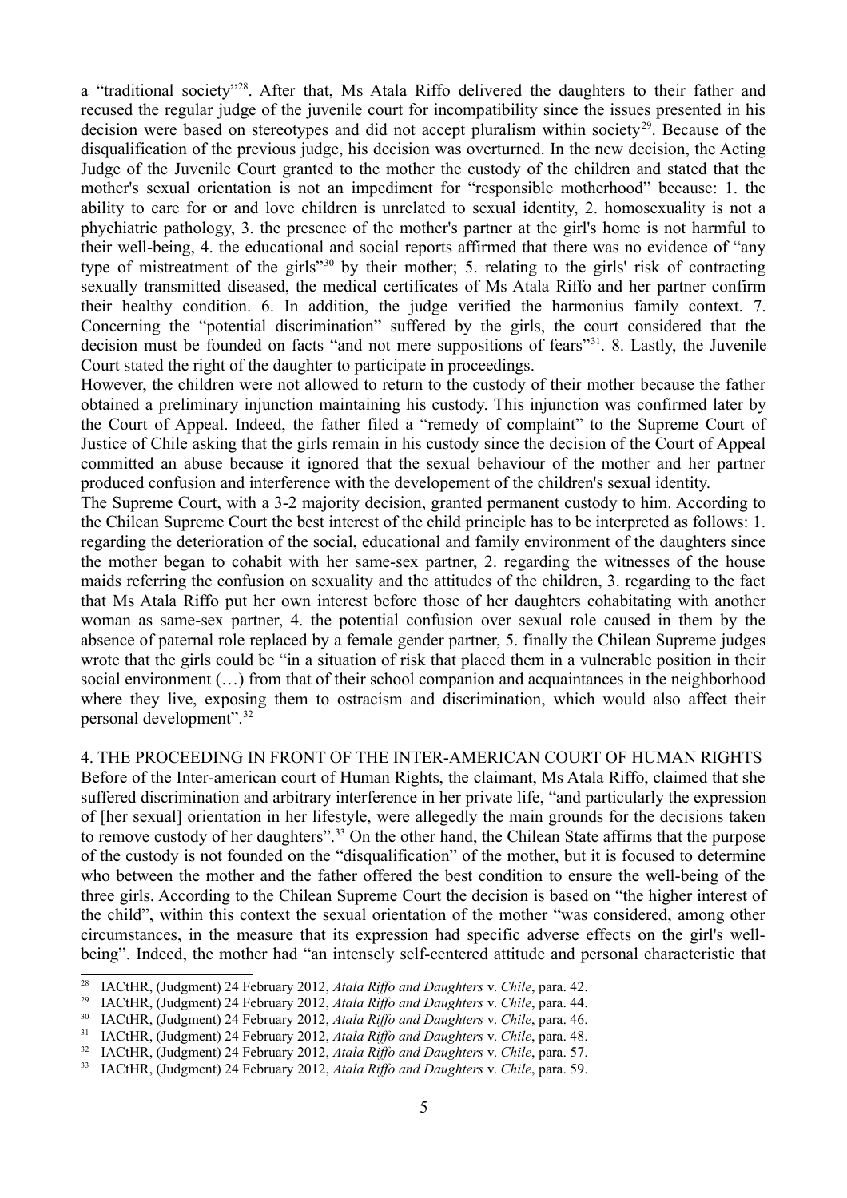a "traditional society"[28]. After that, Ms Atala Riffo delivered the daughters to their father and recused the regular judge of the juvenile court for incompatibility since the issues presented in his decision were based on stereotypes and did not accept pluralism within society[29]. Because of the disqualification of the previous judge, his decision was overturned. In the new decision, the Acting Judge of the Juvenile Court granted to the mother the custody of the children and stated that the mother's sexual orientation is not an impediment for "responsible motherhood" because: 1. the ability to care for or and love children is unrelated to sexual identity, 2. homosexuality is not a phychiatric pathology, 3. the presence of the mother's partner at the girl's home is not harmful to their well-being, 4. the educational and social reports affirmed that there was no evidence of "any type of mistreatment of the girls"[30] by their mother; 5. relating to the girls' risk of contracting sexually transmitted diseased, the medical certificates of Ms Atala Riffo and her partner confirm their healthy condition. 6. In addition, the judge verified the harmonius family context. 7. Concerning the "potential discrimination" suffered by the girls, the court considered that the decision must be founded on facts "and not mere suppositions of fears"[31]. 8. Lastly, the Juvenile Court stated the right of the daughter to participate in proceedings.

However, the children were not allowed to return to the custody of their mother because the father obtained a preliminary injunction maintaining his custody. This injunction was confirmed later by the Court of Appeal. Indeed, the father filed a "remedy of complaint" to the Supreme Court of Justice of Chile asking that the girls remain in his custody since the decision of the Court of Appeal committed an abuse because it ignored that the sexual behaviour of the mother and her partner produced confusion and interference with the developement of the children's sexual identity.

The Supreme Court, with a 3-2 majority decision, granted permanent custody to him. According to the Chilean Supreme Court the best interest of the child principle has to be interpreted as follows: 1. regarding the deterioration of the social, educational and family environment of the daughters since the mother began to cohabit with her same-sex partner, 2. regarding the witnesses of the house maids referring the confusion on sexuality and the attitudes of the children, 3. regarding to the fact that Ms Atala Riffo put her own interest before those of her daughters cohabitating with another woman as same-sex partner, 4. the potential confusion over sexual role caused in them by the absence of paternal role replaced by a female gender partner, 5. finally the Chilean Supreme judges wrote that the girls could be "in a situation of risk that placed them in a vulnerable position in their social environment (…) from that of their school companion and acquaintances in the neighborhood where they live, exposing them to ostracism and discrimination, which would also affect their personal development".[32]

## 4. THE PROCEEDING IN FRONT OF THE INTER-AMERICAN COURT OF HUMAN RIGHTS

Before of the Inter-american court of Human Rights, the claimant, Ms Atala Riffo, claimed that she suffered discrimination and arbitrary interference in her private life, "and particularly the expression of [her sexual] orientation in her lifestyle, were allegedly the main grounds for the decisions taken to remove custody of her daughters".[33] On the other hand, the Chilean State affirms that the purpose of the custody is not founded on the "disqualification" of the mother, but it is focused to determine who between the mother and the father offered the best condition to ensure the well-being of the three girls. According to the Chilean Supreme Court the decision is based on "the higher interest of the child", within this context the sexual orientation of the mother "was considered, among other circumstances, in the measure that its expression had specific adverse effects on the girl's well-being". Indeed, the mother had "an intensely self-centered attitude and personal characteristic that

---

[28] IACtHR, (Judgment) 24 February 2012, *Atala Riffo and Daughters* v. *Chile*, para. 42.

[29] IACtHR, (Judgment) 24 February 2012, *Atala Riffo and Daughters* v. *Chile*, para. 44.

[30] IACtHR, (Judgment) 24 February 2012, *Atala Riffo and Daughters* v. *Chile*, para. 46.

[31] IACtHR, (Judgment) 24 February 2012, *Atala Riffo and Daughters* v. *Chile*, para. 48.

[32] IACtHR, (Judgment) 24 February 2012, *Atala Riffo and Daughters* v. *Chile*, para. 57.

[33] IACtHR, (Judgment) 24 February 2012, *Atala Riffo and Daughters* v. *Chile*, para. 59.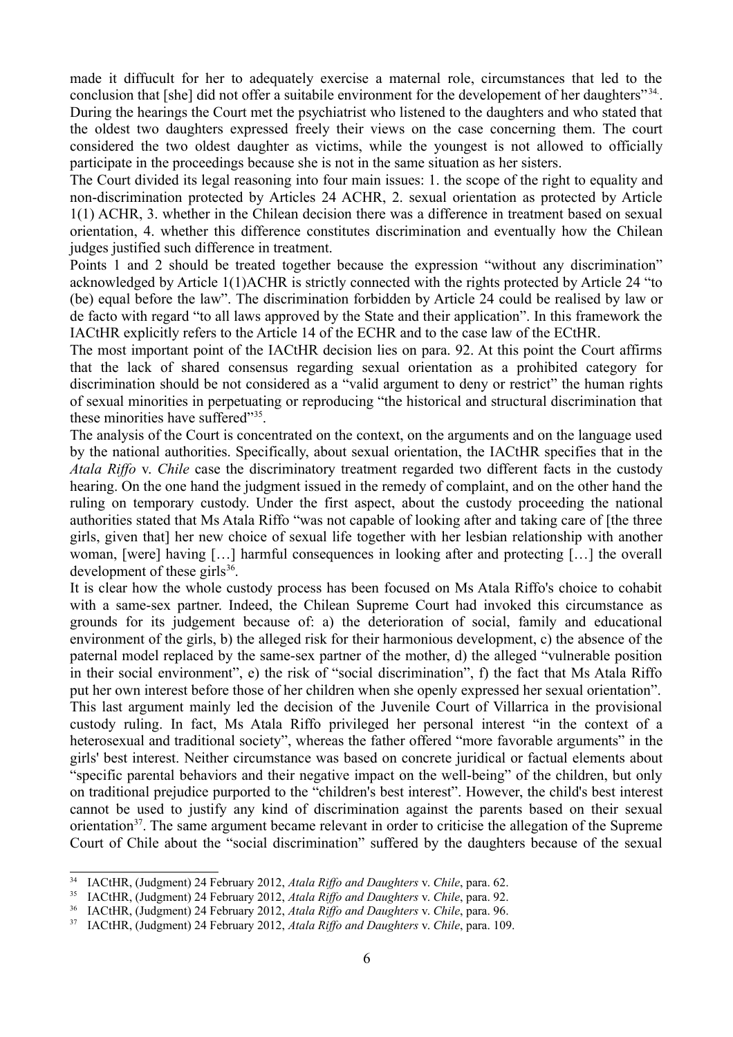made it diffucult for her to adequately exercise a maternal role, circumstances that led to the conclusion that [she] did not offer a suitabile environment for the developement of her daughters"[34]. During the hearings the Court met the psychiatrist who listened to the daughters and who stated that the oldest two daughters expressed freely their views on the case concerning them. The court considered the two oldest daughter as victims, while the youngest is not allowed to officially participate in the proceedings because she is not in the same situation as her sisters.

The Court divided its legal reasoning into four main issues: 1. the scope of the right to equality and non-discrimination protected by Articles 24 ACHR, 2. sexual orientation as protected by Article 1(1) ACHR, 3. whether in the Chilean decision there was a difference in treatment based on sexual orientation, 4. whether this difference constitutes discrimination and eventually how the Chilean judges justified such difference in treatment.

Points 1 and 2 should be treated together because the expression "without any discrimination" acknowledged by Article 1(1)ACHR is strictly connected with the rights protected by Article 24 "to (be) equal before the law". The discrimination forbidden by Article 24 could be realised by law or de facto with regard "to all laws approved by the State and their application". In this framework the IACtHR explicitly refers to the Article 14 of the ECHR and to the case law of the ECtHR.

The most important point of the IACtHR decision lies on para. 92. At this point the Court affirms that the lack of shared consensus regarding sexual orientation as a prohibited category for discrimination should be not considered as a "valid argument to deny or restrict" the human rights of sexual minorities in perpetuating or reproducing "the historical and structural discrimination that these minorities have suffered"[35].

The analysis of the Court is concentrated on the context, on the arguments and on the language used by the national authorities. Specifically, about sexual orientation, the IACtHR specifies that in the *Atala Riffo* v. *Chile* case the discriminatory treatment regarded two different facts in the custody hearing. On the one hand the judgment issued in the remedy of complaint, and on the other hand the ruling on temporary custody. Under the first aspect, about the custody proceeding the national authorities stated that Ms Atala Riffo "was not capable of looking after and taking care of [the three girls, given that] her new choice of sexual life together with her lesbian relationship with another woman, [were] having […] harmful consequences in looking after and protecting […] the overall development of these girls[36].

It is clear how the whole custody process has been focused on Ms Atala Riffo's choice to cohabit with a same-sex partner. Indeed, the Chilean Supreme Court had invoked this circumstance as grounds for its judgement because of: a) the deterioration of social, family and educational environment of the girls, b) the alleged risk for their harmonious development, c) the absence of the paternal model replaced by the same-sex partner of the mother, d) the alleged "vulnerable position in their social environment", e) the risk of "social discrimination", f) the fact that Ms Atala Riffo put her own interest before those of her children when she openly expressed her sexual orientation".

This last argument mainly led the decision of the Juvenile Court of Villarrica in the provisional custody ruling. In fact, Ms Atala Riffo privileged her personal interest "in the context of a heterosexual and traditional society", whereas the father offered "more favorable arguments" in the girls' best interest. Neither circumstance was based on concrete juridical or factual elements about "specific parental behaviors and their negative impact on the well-being" of the children, but only on traditional prejudice purported to the "children's best interest". However, the child's best interest cannot be used to justify any kind of discrimination against the parents based on their sexual orientation[37]. The same argument became relevant in order to criticise the allegation of the Supreme Court of Chile about the "social discrimination" suffered by the daughters because of the sexual

---

[34] IACtHR, (Judgment) 24 February 2012, *Atala Riffo and Daughters* v. *Chile*, para. 62.

[35] IACtHR, (Judgment) 24 February 2012, *Atala Riffo and Daughters* v. *Chile*, para. 92.

[36] IACtHR, (Judgment) 24 February 2012, *Atala Riffo and Daughters* v. *Chile*, para. 96.

[37] IACtHR, (Judgment) 24 February 2012, *Atala Riffo and Daughters* v. *Chile*, para. 109.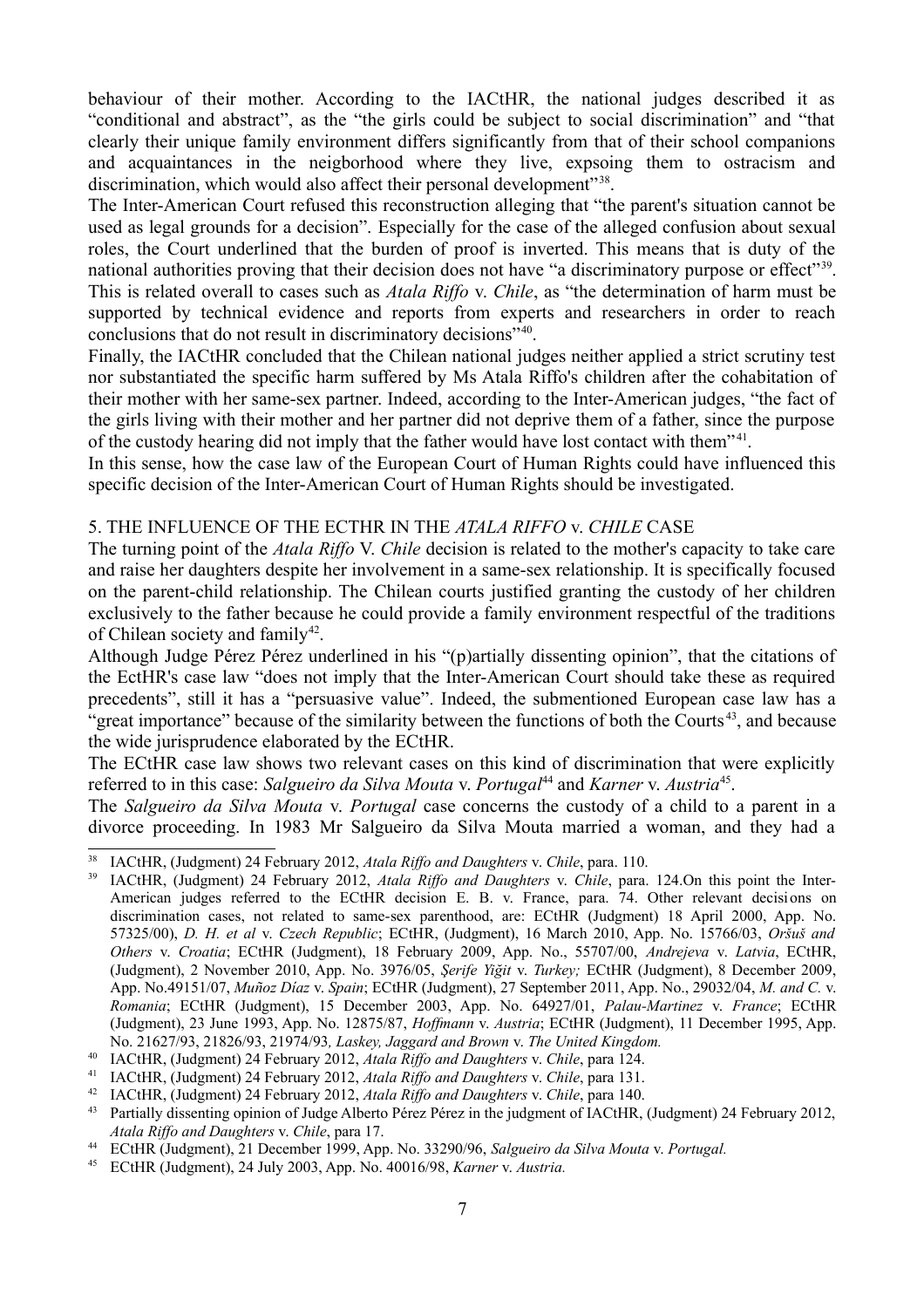behaviour of their mother. According to the IACtHR, the national judges described it as "conditional and abstract", as the "the girls could be subject to social discrimination" and "that clearly their unique family environment differs significantly from that of their school companions and acquaintances in the neigborhood where they live, expsoing them to ostracism and discrimination, which would also affect their personal development"[38].

The Inter-American Court refused this reconstruction alleging that "the parent's situation cannot be used as legal grounds for a decision". Especially for the case of the alleged confusion about sexual roles, the Court underlined that the burden of proof is inverted. This means that is duty of the national authorities proving that their decision does not have "a discriminatory purpose or effect"[39]. This is related overall to cases such as *Atala Riffo* v. *Chile*, as "the determination of harm must be supported by technical evidence and reports from experts and researchers in order to reach conclusions that do not result in discriminatory decisions"[40].

Finally, the IACtHR concluded that the Chilean national judges neither applied a strict scrutiny test nor substantiated the specific harm suffered by Ms Atala Riffo's children after the cohabitation of their mother with her same-sex partner. Indeed, according to the Inter-American judges, "the fact of the girls living with their mother and her partner did not deprive them of a father, since the purpose of the custody hearing did not imply that the father would have lost contact with them"[41].

In this sense, how the case law of the European Court of Human Rights could have influenced this specific decision of the Inter-American Court of Human Rights should be investigated.

## 5. THE INFLUENCE OF THE ECTHR IN THE *ATALA RIFFO* v. *CHILE* CASE

The turning point of the *Atala Riffo* V. *Chile* decision is related to the mother's capacity to take care and raise her daughters despite her involvement in a same-sex relationship. It is specifically focused on the parent-child relationship. The Chilean courts justified granting the custody of her children exclusively to the father because he could provide a family environment respectful of the traditions of Chilean society and family[42].

Although Judge Pérez Pérez underlined in his "(p)artially dissenting opinion", that the citations of the EctHR's case law "does not imply that the Inter-American Court should take these as required precedents", still it has a "persuasive value". Indeed, the submentioned European case law has a "great importance" because of the similarity between the functions of both the Courts[43], and because the wide jurisprudence elaborated by the ECtHR.

The ECtHR case law shows two relevant cases on this kind of discrimination that were explicitly referred to in this case: *Salgueiro da Silva Mouta* v. *Portugal*[44] and *Karner* v. *Austria*[45].

The *Salgueiro da Silva Mouta* v. *Portugal* case concerns the custody of a child to a parent in a divorce proceeding. In 1983 Mr Salgueiro da Silva Mouta married a woman, and they had a

---

[38] IACtHR, (Judgment) 24 February 2012, *Atala Riffo and Daughters* v. *Chile*, para. 110.

[39] IACtHR, (Judgment) 24 February 2012, *Atala Riffo and Daughters* v. *Chile*, para. 124.On this point the Inter-American judges referred to the ECtHR decision E. B. v. France, para. 74. Other relevant decisions on discrimination cases, not related to same-sex parenthood, are: ECtHR (Judgment) 18 April 2000, App. No. 57325/00), *D. H. et al* v. *Czech Republic*; ECtHR, (Judgment), 16 March 2010, App. No. 15766/03, *Oršuš and Others* v. *Croatia*; ECtHR (Judgment), 18 February 2009, App. No., 55707/00, *Andrejeva* v. *Latvia*, ECtHR, (Judgment), 2 November 2010, App. No. 3976/05, *Şerife Yiğit* v. *Turkey;* ECtHR (Judgment), 8 December 2009, App. No.49151/07, *Muñoz Díaz* v. *Spain*; ECtHR (Judgment), 27 September 2011, App. No., 29032/04, *M. and C.* v. *Romania*; ECtHR (Judgment), 15 December 2003, App. No. 64927/01, *Palau-Martinez* v. *France*; ECtHR (Judgment), 23 June 1993, App. No. 12875/87, *Hoffmann* v. *Austria*; ECtHR (Judgment), 11 December 1995, App. No. 21627/93, 21826/93, 21974/93*, Laskey, Jaggard and Brown* v. *The United Kingdom.*

[40] IACtHR, (Judgment) 24 February 2012, *Atala Riffo and Daughters* v. *Chile*, para 124.

[41] IACtHR, (Judgment) 24 February 2012, *Atala Riffo and Daughters* v. *Chile*, para 131.

[42] IACtHR, (Judgment) 24 February 2012, *Atala Riffo and Daughters* v. *Chile*, para 140.

[43] Partially dissenting opinion of Judge Alberto Pérez Pérez in the judgment of IACtHR, (Judgment) 24 February 2012, *Atala Riffo and Daughters* v. *Chile*, para 17.

[44] ECtHR (Judgment), 21 December 1999, App. No. 33290/96, *Salgueiro da Silva Mouta* v. *Portugal.*

[45] ECtHR (Judgment), 24 July 2003, App. No. 40016/98, *Karner* v. *Austria.*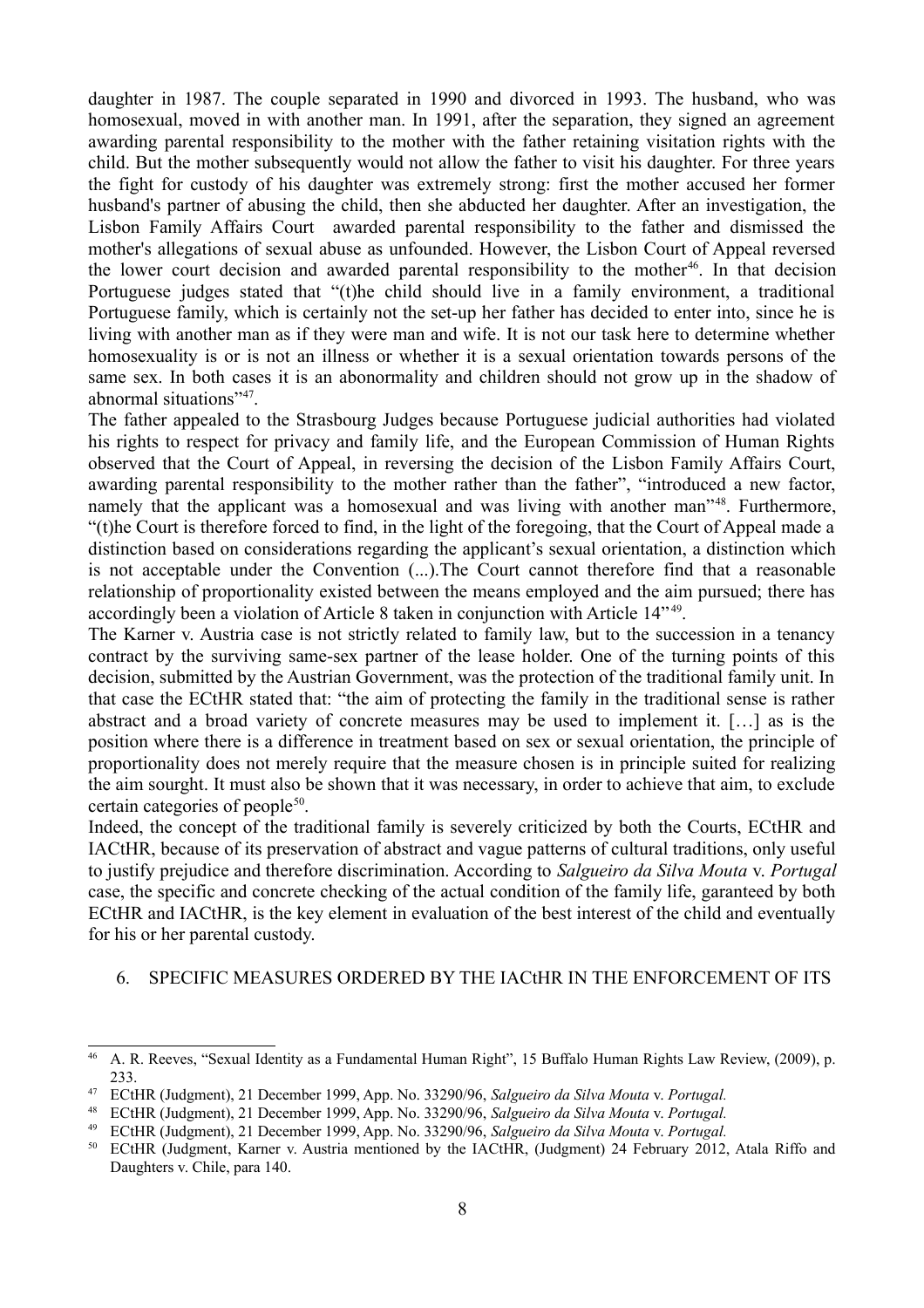daughter in 1987. The couple separated in 1990 and divorced in 1993. The husband, who was homosexual, moved in with another man. In 1991, after the separation, they signed an agreement awarding parental responsibility to the mother with the father retaining visitation rights with the child. But the mother subsequently would not allow the father to visit his daughter. For three years the fight for custody of his daughter was extremely strong: first the mother accused her former husband's partner of abusing the child, then she abducted her daughter. After an investigation, the Lisbon Family Affairs Court awarded parental responsibility to the father and dismissed the mother's allegations of sexual abuse as unfounded. However, the Lisbon Court of Appeal reversed the lower court decision and awarded parental responsibility to the mother[46]. In that decision Portuguese judges stated that "(t)he child should live in a family environment, a traditional Portuguese family, which is certainly not the set-up her father has decided to enter into, since he is living with another man as if they were man and wife. It is not our task here to determine whether homosexuality is or is not an illness or whether it is a sexual orientation towards persons of the same sex. In both cases it is an abonormality and children should not grow up in the shadow of abnormal situations"[47].

The father appealed to the Strasbourg Judges because Portuguese judicial authorities had violated his rights to respect for privacy and family life, and the European Commission of Human Rights observed that the Court of Appeal, in reversing the decision of the Lisbon Family Affairs Court, awarding parental responsibility to the mother rather than the father", "introduced a new factor, namely that the applicant was a homosexual and was living with another man"[48]. Furthermore, "(t)he Court is therefore forced to find, in the light of the foregoing, that the Court of Appeal made a distinction based on considerations regarding the applicant's sexual orientation, a distinction which is not acceptable under the Convention (...).The Court cannot therefore find that a reasonable relationship of proportionality existed between the means employed and the aim pursued; there has accordingly been a violation of Article 8 taken in conjunction with Article 14"[49].

The Karner v. Austria case is not strictly related to family law, but to the succession in a tenancy contract by the surviving same-sex partner of the lease holder. One of the turning points of this decision, submitted by the Austrian Government, was the protection of the traditional family unit. In that case the ECtHR stated that: "the aim of protecting the family in the traditional sense is rather abstract and a broad variety of concrete measures may be used to implement it. […] as is the position where there is a difference in treatment based on sex or sexual orientation, the principle of proportionality does not merely require that the measure chosen is in principle suited for realizing the aim sourght. It must also be shown that it was necessary, in order to achieve that aim, to exclude certain categories of people[50].

Indeed, the concept of the traditional family is severely criticized by both the Courts, ECtHR and IACtHR, because of its preservation of abstract and vague patterns of cultural traditions, only useful to justify prejudice and therefore discrimination. According to *Salgueiro da Silva Mouta* v. *Portugal* case, the specific and concrete checking of the actual condition of the family life, garanteed by both ECtHR and IACtHR, is the key element in evaluation of the best interest of the child and eventually for his or her parental custody.

## 6. SPECIFIC MEASURES ORDERED BY THE IACtHR IN THE ENFORCEMENT OF ITS

---

[46] A. R. Reeves, "Sexual Identity as a Fundamental Human Right", 15 Buffalo Human Rights Law Review, (2009), p. 233.

[47] ECtHR (Judgment), 21 December 1999, App. No. 33290/96, *Salgueiro da Silva Mouta* v. *Portugal.*

[48] ECtHR (Judgment), 21 December 1999, App. No. 33290/96, *Salgueiro da Silva Mouta* v. *Portugal.*

[49] ECtHR (Judgment), 21 December 1999, App. No. 33290/96, *Salgueiro da Silva Mouta* v. *Portugal.*

[50] ECtHR (Judgment, Karner v. Austria mentioned by the IACtHR, (Judgment) 24 February 2012, Atala Riffo and Daughters v. Chile, para 140.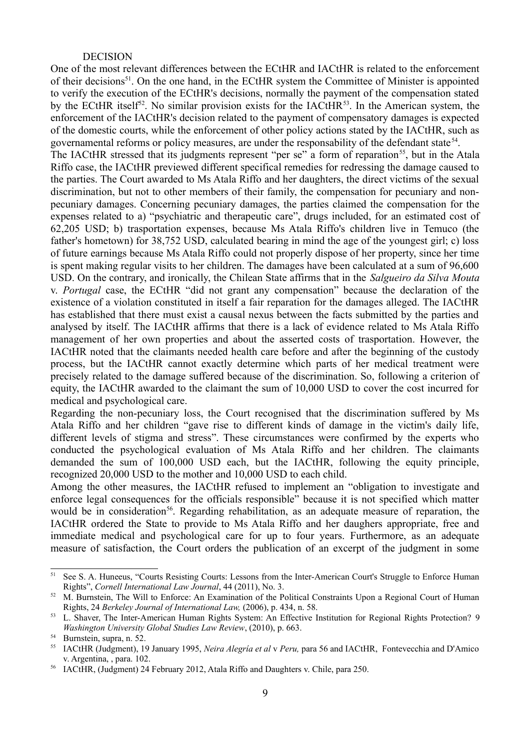DECISION

One of the most relevant differences between the ECtHR and IACtHR is related to the enforcement of their decisions[51]. On the one hand, in the ECtHR system the Committee of Minister is appointed to verify the execution of the ECtHR's decisions, normally the payment of the compensation stated by the ECtHR itself[52]. No similar provision exists for the IACtHR[53]. In the American system, the enforcement of the IACtHR's decision related to the payment of compensatory damages is expected of the domestic courts, while the enforcement of other policy actions stated by the IACtHR, such as governamental reforms or policy measures, are under the responsability of the defendant state[54].

The IACtHR stressed that its judgments represent "per se" a form of reparation[55], but in the Atala Riffo case, the IACtHR previewed different specifical remedies for redressing the damage caused to the parties. The Court awarded to Ms Atala Riffo and her daughters, the direct victims of the sexual discrimination, but not to other members of their family, the compensation for pecuniary and non-pecuniary damages. Concerning pecuniary damages, the parties claimed the compensation for the expenses related to a) "psychiatric and therapeutic care", drugs included, for an estimated cost of 62,205 USD; b) trasportation expenses, because Ms Atala Riffo's children live in Temuco (the father's hometown) for 38,752 USD, calculated bearing in mind the age of the youngest girl; c) loss of future earnings because Ms Atala Riffo could not properly dispose of her property, since her time is spent making regular visits to her children. The damages have been calculated at a sum of 96,600 USD. On the contrary, and ironically, the Chilean State affirms that in the *Salgueiro da Silva Mouta* v. *Portugal* case, the ECtHR "did not grant any compensation" because the declaration of the existence of a violation constituted in itself a fair reparation for the damages alleged. The IACtHR has established that there must exist a causal nexus between the facts submitted by the parties and analysed by itself. The IACtHR affirms that there is a lack of evidence related to Ms Atala Riffo management of her own properties and about the asserted costs of trasportation. However, the IACtHR noted that the claimants needed health care before and after the beginning of the custody process, but the IACtHR cannot exactly determine which parts of her medical treatment were precisely related to the damage suffered because of the discrimination. So, following a criterion of equity, the IACtHR awarded to the claimant the sum of 10,000 USD to cover the cost incurred for medical and psychological care.

Regarding the non-pecuniary loss, the Court recognised that the discrimination suffered by Ms Atala Riffo and her children "gave rise to different kinds of damage in the victim's daily life, different levels of stigma and stress". These circumstances were confirmed by the experts who conducted the psychological evaluation of Ms Atala Riffo and her children. The claimants demanded the sum of 100,000 USD each, but the IACtHR, following the equity principle, recognized 20,000 USD to the mother and 10,000 USD to each child.

Among the other measures, the IACtHR refused to implement an "obligation to investigate and enforce legal consequences for the officials responsible" because it is not specified which matter would be in consideration[56]. Regarding rehabilitation, as an adequate measure of reparation, the IACtHR ordered the State to provide to Ms Atala Riffo and her daughers appropriate, free and immediate medical and psychological care for up to four years. Furthermore, as an adequate measure of satisfaction, the Court orders the publication of an excerpt of the judgment in some

---

[51] See S. A. Huneeus, "Courts Resisting Courts: Lessons from the Inter-American Court's Struggle to Enforce Human Rights", *Cornell International Law Journal*, 44 (2011), No. 3.

[52] M. Burnstein, The Will to Enforce: An Examination of the Political Constraints Upon a Regional Court of Human Rights, 24 *Berkeley Journal of International Law,* (2006), p. 434, n. 58.

[53] L. Shaver, The Inter-American Human Rights System: An Effective Institution for Regional Rights Protection? 9 *Washington University Global Studies Law Review*, (2010), p. 663.

[54] Burnstein, supra, n. 52.

[55] IACtHR (Judgment), 19 January 1995, *Neira Alegría et al* v *Peru,* para 56 and IACtHR, Fontevecchia and D'Amico v. Argentina, , para. 102.

[56] IACtHR, (Judgment) 24 February 2012, Atala Riffo and Daughters v. Chile, para 250.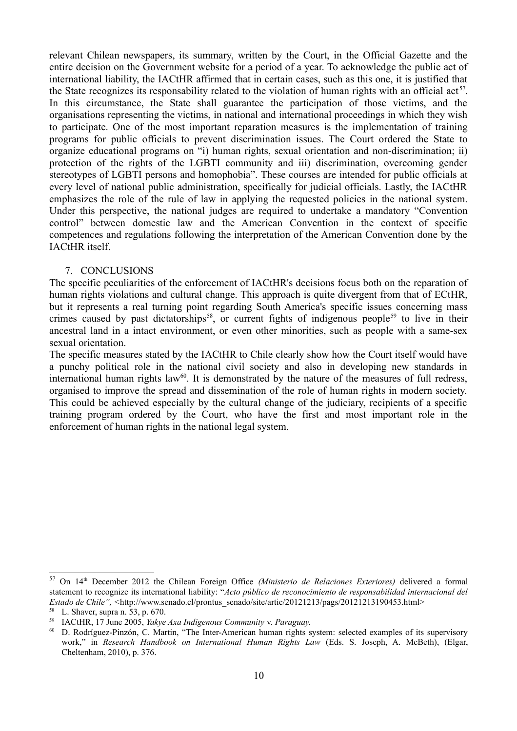relevant Chilean newspapers, its summary, written by the Court, in the Official Gazette and the entire decision on the Government website for a period of a year. To acknowledge the public act of international liability, the IACtHR affirmed that in certain cases, such as this one, it is justified that the State recognizes its responsability related to the violation of human rights with an official act[57]. In this circumstance, the State shall guarantee the participation of those victims, and the organisations representing the victims, in national and international proceedings in which they wish to participate. One of the most important reparation measures is the implementation of training programs for public officials to prevent discrimination issues. The Court ordered the State to organize educational programs on "i) human rights, sexual orientation and non-discrimination; ii) protection of the rights of the LGBTI community and iii) discrimination, overcoming gender stereotypes of LGBTI persons and homophobia". These courses are intended for public officials at every level of national public administration, specifically for judicial officials. Lastly, the IACtHR emphasizes the role of the rule of law in applying the requested policies in the national system. Under this perspective, the national judges are required to undertake a mandatory "Convention control" between domestic law and the American Convention in the context of specific competences and regulations following the interpretation of the American Convention done by the IACtHR itself.

## 7. CONCLUSIONS

The specific peculiarities of the enforcement of IACtHR's decisions focus both on the reparation of human rights violations and cultural change. This approach is quite divergent from that of ECtHR, but it represents a real turning point regarding South America's specific issues concerning mass crimes caused by past dictatorships[58], or current fights of indigenous people[59] to live in their ancestral land in a intact environment, or even other minorities, such as people with a same-sex sexual orientation.

The specific measures stated by the IACtHR to Chile clearly show how the Court itself would have a punchy political role in the national civil society and also in developing new standards in international human rights law[60]. It is demonstrated by the nature of the measures of full redress, organised to improve the spread and dissemination of the role of human rights in modern society. This could be achieved especially by the cultural change of the judiciary, recipients of a specific training program ordered by the Court, who have the first and most important role in the enforcement of human rights in the national legal system.

---

[57] On 14th December 2012 the Chilean Foreign Office *(Ministerio de Relaciones Exteriores)* delivered a formal statement to recognize its international liability: "*Acto público de reconocimiento de responsabilidad internacional del Estado de Chile",* <http://www.senado.cl/prontus_senado/site/artic/20121213/pags/20121213190453.html>

[58] L. Shaver, supra n. 53, p. 670.

[59] IACtHR, 17 June 2005, *Yakye Axa Indigenous Community* v. *Paraguay.*

[60] D. Rodríguez-Pinzón, C. Martin, "The Inter-American human rights system: selected examples of its supervisory work," in *Research Handbook on International Human Rights Law* (Eds. S. Joseph, A. McBeth), (Elgar, Cheltenham, 2010), p. 376.